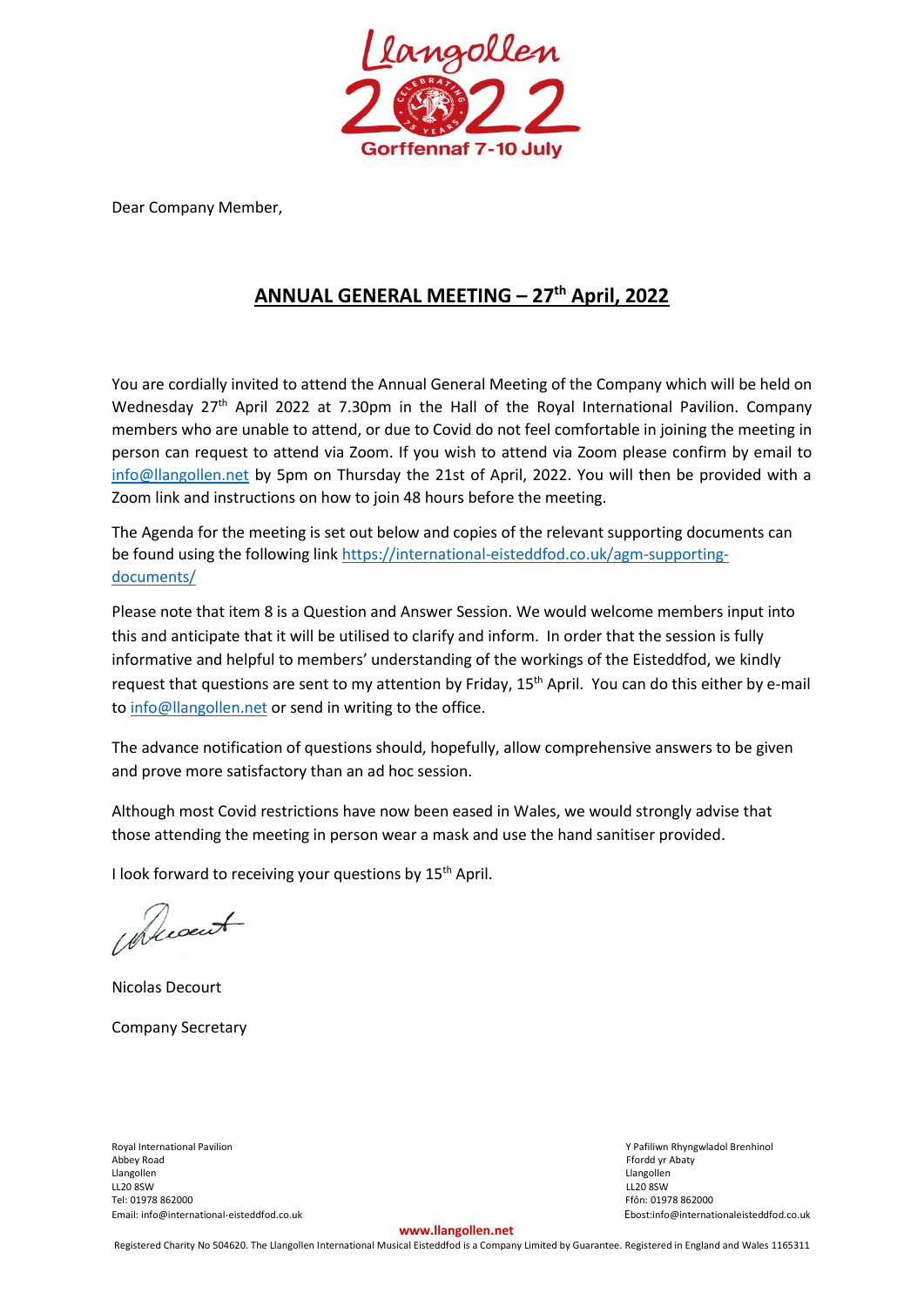Llangollen 2022
Gorffennaf 7-10 July

Dear Company Member,

## ANNUAL GENERAL MEETING – 27th April, 2022

You are cordially invited to attend the Annual General Meeting of the Company which will be held on Wednesday 27th April 2022 at 7.30pm in the Hall of the Royal International Pavilion. Company members who are unable to attend, or due to Covid do not feel comfortable in joining the meeting in person can request to attend via Zoom. If you wish to attend via Zoom please confirm by email to info@llangollen.net by 5pm on Thursday the 21st of April, 2022. You will then be provided with a Zoom link and instructions on how to join 48 hours before the meeting.

The Agenda for the meeting is set out below and copies of the relevant supporting documents can be found using the following link https://international-eisteddfod.co.uk/agm-supporting-documents/

Please note that item 8 is a Question and Answer Session. We would welcome members input into this and anticipate that it will be utilised to clarify and inform. In order that the session is fully informative and helpful to members' understanding of the workings of the Eisteddfod, we kindly request that questions are sent to my attention by Friday, 15th April. You can do this either by e-mail to info@llangollen.net or send in writing to the office.

The advance notification of questions should, hopefully, allow comprehensive answers to be given and prove more satisfactory than an ad hoc session.

Although most Covid restrictions have now been eased in Wales, we would strongly advise that those attending the meeting in person wear a mask and use the hand sanitiser provided.

I look forward to receiving your questions by 15th April.

Nicolas Decourt

Company Secretary

Royal International Pavilion
Abbey Road
Llangollen
LL20 8SW
Tel: 01978 862000
Email: info@international-eisteddfod.co.uk

Y Pafiliwn Rhyngwladol Brenhinol
Ffordd yr Abaty
Llangollen
LL20 8SW
Ffôn: 01978 862000
Ebost:info@internationaleisteddfod.co.uk

www.llangollen.net

Registered Charity No 504620. The Llangollen International Musical Eisteddfod is a Company Limited by Guarantee. Registered in England and Wales 1165311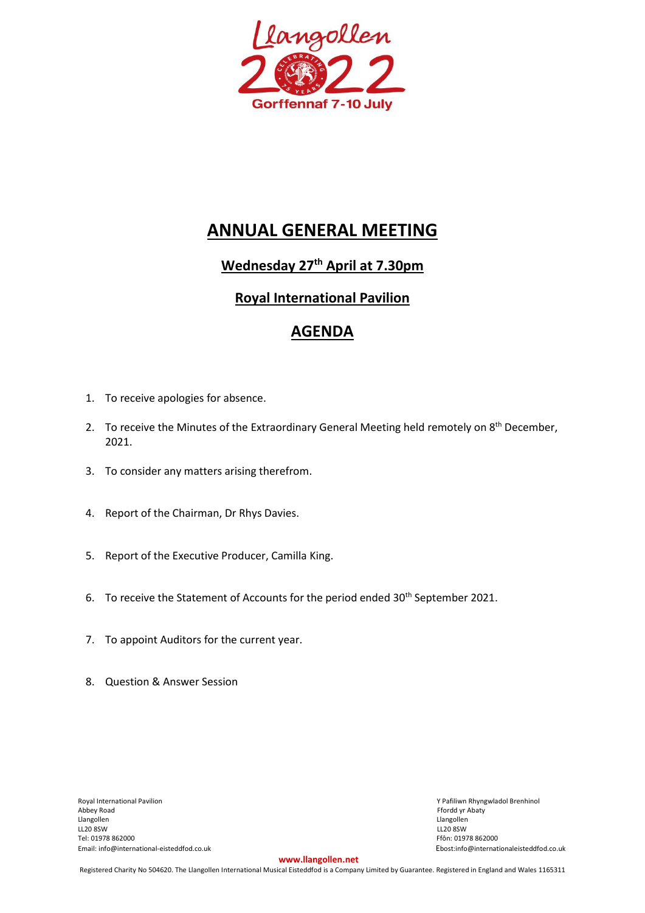Llangollen 2022 Gorffennaf 7-10 July

# ANNUAL GENERAL MEETING

## Wednesday 27th April at 7.30pm

## Royal International Pavilion

## AGENDA

1. To receive apologies for absence.
2. To receive the Minutes of the Extraordinary General Meeting held remotely on 8th December, 2021.
3. To consider any matters arising therefrom.
4. Report of the Chairman, Dr Rhys Davies.
5. Report of the Executive Producer, Camilla King.
6. To receive the Statement of Accounts for the period ended 30th September 2021.
7. To appoint Auditors for the current year.
8. Question & Answer Session

Royal International Pavilion
Abbey Road
Llangollen
LL20 8SW
Tel: 01978 862000
Email: info@international-eisteddfod.co.uk

Y Pafiliwn Rhyngwladol Brenhinol
Ffordd yr Abaty
Llangollen
LL20 8SW
Ffôn: 01978 862000
Ebost:info@internationaleisteddfod.co.uk

www.llangollen.net

Registered Charity No 504620. The Llangollen International Musical Eisteddfod is a Company Limited by Guarantee. Registered in England and Wales 1165311